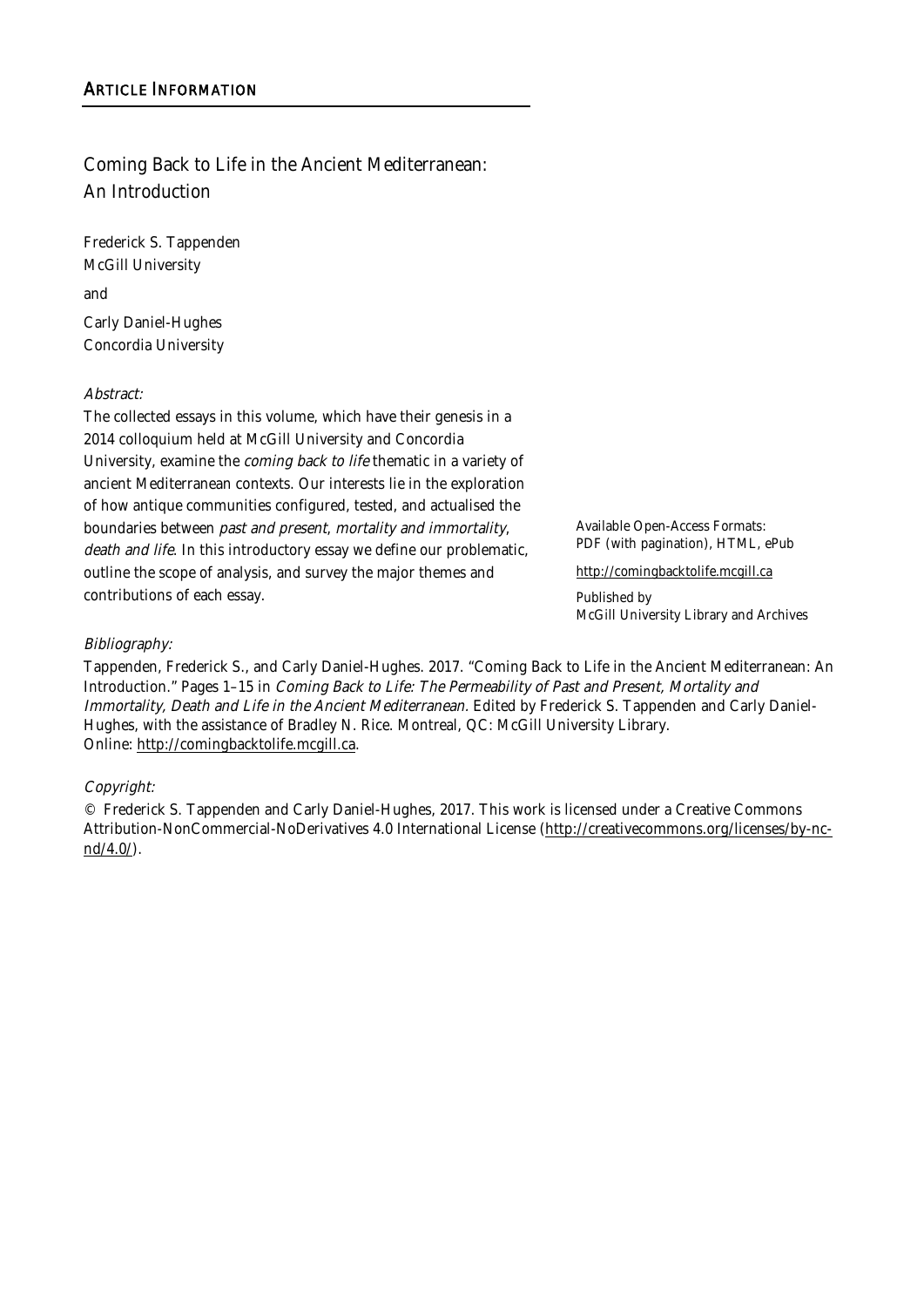## Article Information

# Coming Back to Life in the Ancient Mediterranean: An Introduction

Frederick S. Tappenden
McGill University

and

Carly Daniel-Hughes
Concordia University

*Abstract:*

The collected essays in this volume, which have their genesis in a 2014 colloquium held at McGill University and Concordia University, examine the *coming back to life* thematic in a variety of ancient Mediterranean contexts. Our interests lie in the exploration of how antique communities configured, tested, and actualised the boundaries between *past and present*, *mortality and immortality*, *death and life*. In this introductory essay we define our problematic, outline the scope of analysis, and survey the major themes and contributions of each essay.

Available Open-Access Formats:
PDF (with pagination), HTML, ePub

http://comingbacktolife.mcgill.ca

Published by
McGill University Library and Archives

*Bibliography:*

Tappenden, Frederick S., and Carly Daniel-Hughes. 2017. "Coming Back to Life in the Ancient Mediterranean: An Introduction." Pages 1–15 in *Coming Back to Life: The Permeability of Past and Present, Mortality and Immortality, Death and Life in the Ancient Mediterranean.* Edited by Frederick S. Tappenden and Carly Daniel-Hughes, with the assistance of Bradley N. Rice. Montreal, QC: McGill University Library. Online: http://comingbacktolife.mcgill.ca.

*Copyright:*

© Frederick S. Tappenden and Carly Daniel-Hughes, 2017. This work is licensed under a Creative Commons Attribution-NonCommercial-NoDerivatives 4.0 International License (http://creativecommons.org/licenses/by-nc-nd/4.0/).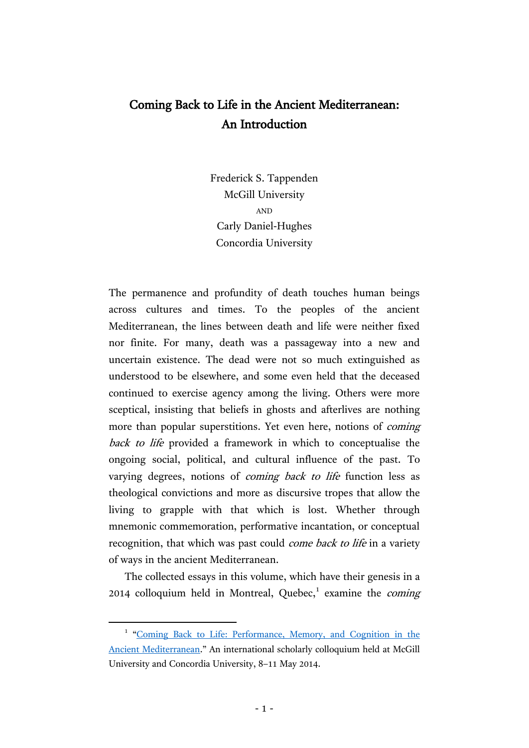# Coming Back to Life in the Ancient Mediterranean: An Introduction

Frederick S. Tappenden
McGill University
AND
Carly Daniel-Hughes
Concordia University

The permanence and profundity of death touches human beings across cultures and times. To the peoples of the ancient Mediterranean, the lines between death and life were neither fixed nor finite. For many, death was a passageway into a new and uncertain existence. The dead were not so much extinguished as understood to be elsewhere, and some even held that the deceased continued to exercise agency among the living. Others were more sceptical, insisting that beliefs in ghosts and afterlives are nothing more than popular superstitions. Yet even here, notions of *coming back to life* provided a framework in which to conceptualise the ongoing social, political, and cultural influence of the past. To varying degrees, notions of *coming back to life* function less as theological convictions and more as discursive tropes that allow the living to grapple with that which is lost. Whether through mnemonic commemoration, performative incantation, or conceptual recognition, that which was past could *come back to life* in a variety of ways in the ancient Mediterranean.

The collected essays in this volume, which have their genesis in a 2014 colloquium held in Montreal, Quebec,[1] examine the *coming*

[1] "Coming Back to Life: Performance, Memory, and Cognition in the Ancient Mediterranean." An international scholarly colloquium held at McGill University and Concordia University, 8–11 May 2014.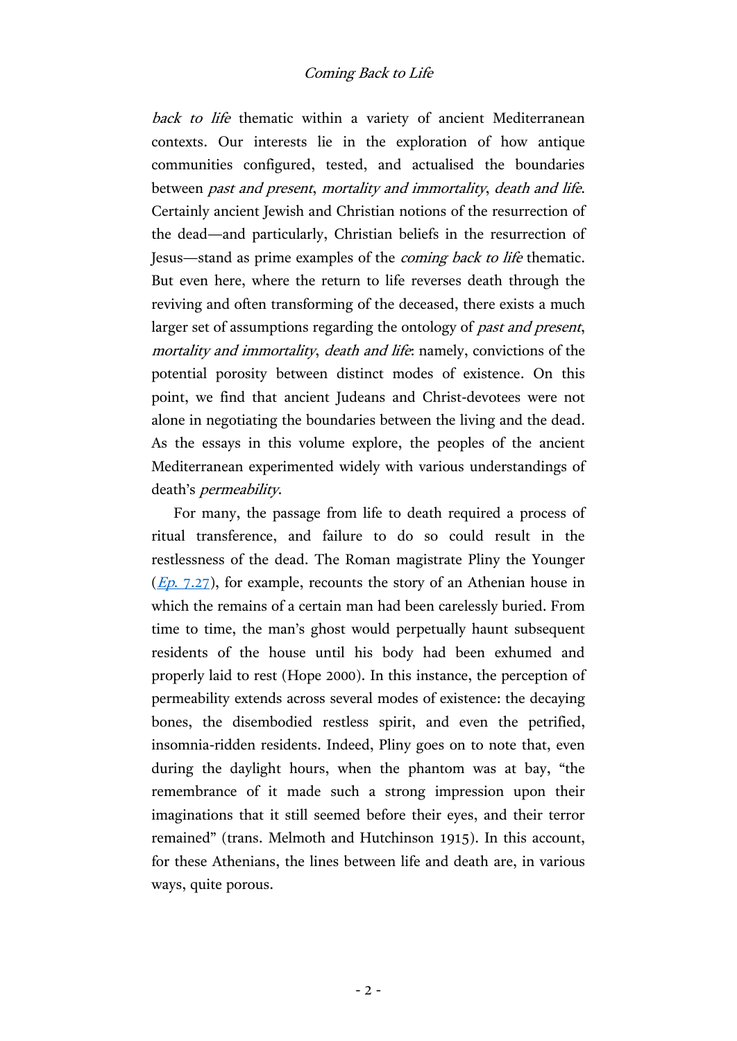*back to life* thematic within a variety of ancient Mediterranean contexts. Our interests lie in the exploration of how antique communities configured, tested, and actualised the boundaries between *past and present*, *mortality and immortality*, *death and life*. Certainly ancient Jewish and Christian notions of the resurrection of the dead—and particularly, Christian beliefs in the resurrection of Jesus—stand as prime examples of the *coming back to life* thematic. But even here, where the return to life reverses death through the reviving and often transforming of the deceased, there exists a much larger set of assumptions regarding the ontology of *past and present*, *mortality and immortality*, *death and life*: namely, convictions of the potential porosity between distinct modes of existence. On this point, we find that ancient Judeans and Christ-devotees were not alone in negotiating the boundaries between the living and the dead. As the essays in this volume explore, the peoples of the ancient Mediterranean experimented widely with various understandings of death's *permeability*.

For many, the passage from life to death required a process of ritual transference, and failure to do so could result in the restlessness of the dead. The Roman magistrate Pliny the Younger (*Ep.* 7.27), for example, recounts the story of an Athenian house in which the remains of a certain man had been carelessly buried. From time to time, the man's ghost would perpetually haunt subsequent residents of the house until his body had been exhumed and properly laid to rest (Hope 2000). In this instance, the perception of permeability extends across several modes of existence: the decaying bones, the disembodied restless spirit, and even the petrified, insomnia-ridden residents. Indeed, Pliny goes on to note that, even during the daylight hours, when the phantom was at bay, "the remembrance of it made such a strong impression upon their imaginations that it still seemed before their eyes, and their terror remained" (trans. Melmoth and Hutchinson 1915). In this account, for these Athenians, the lines between life and death are, in various ways, quite porous.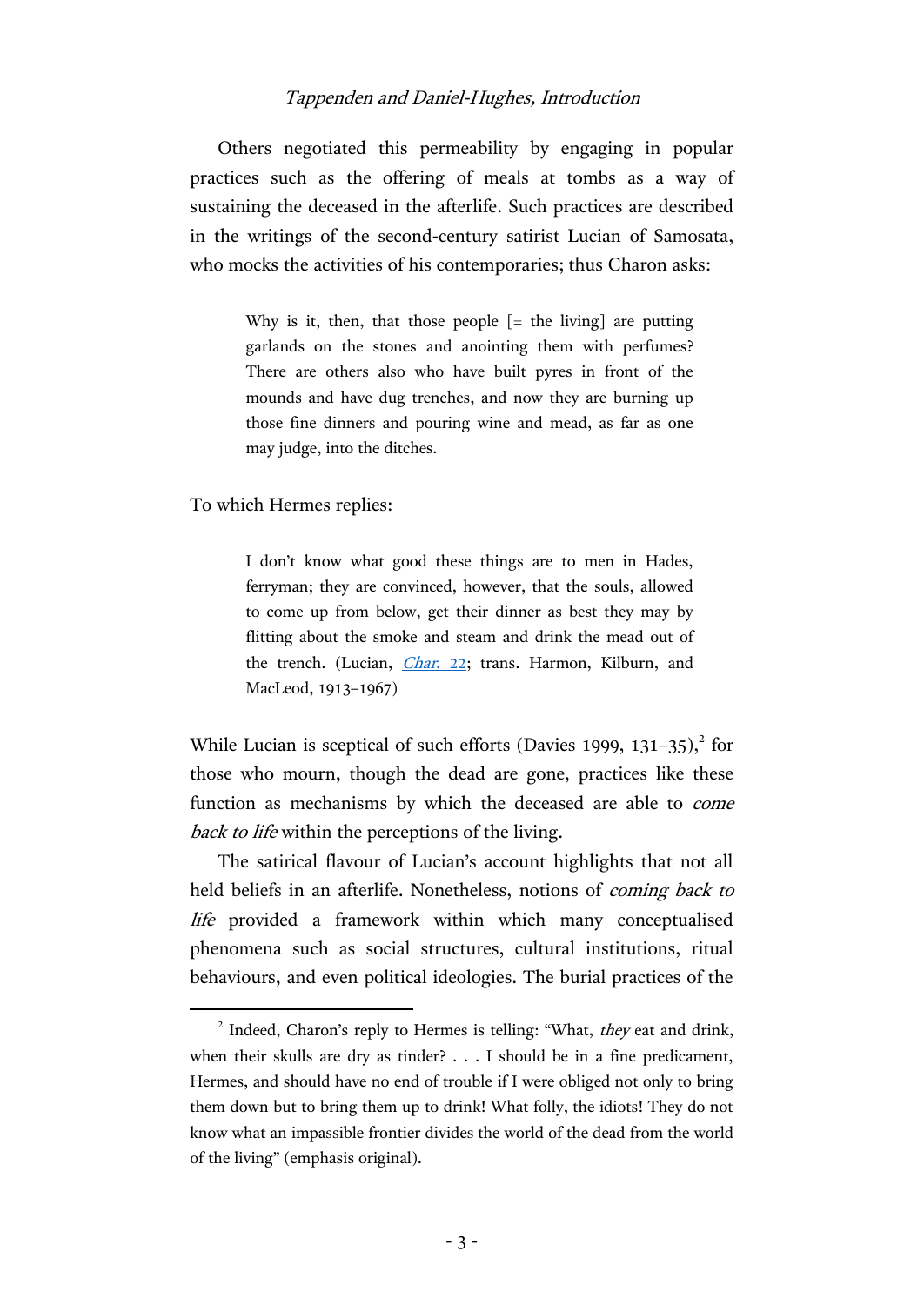Others negotiated this permeability by engaging in popular practices such as the offering of meals at tombs as a way of sustaining the deceased in the afterlife. Such practices are described in the writings of the second-century satirist Lucian of Samosata, who mocks the activities of his contemporaries; thus Charon asks:

> Why is it, then, that those people [= the living] are putting garlands on the stones and anointing them with perfumes? There are others also who have built pyres in front of the mounds and have dug trenches, and now they are burning up those fine dinners and pouring wine and mead, as far as one may judge, into the ditches.

To which Hermes replies:

> I don't know what good these things are to men in Hades, ferryman; they are convinced, however, that the souls, allowed to come up from below, get their dinner as best they may by flitting about the smoke and steam and drink the mead out of the trench. (Lucian, *Char.* 22; trans. Harmon, Kilburn, and MacLeod, 1913–1967)

While Lucian is sceptical of such efforts (Davies 1999, 131–35),[2] for those who mourn, though the dead are gone, practices like these function as mechanisms by which the deceased are able to *come back to life* within the perceptions of the living.

The satirical flavour of Lucian's account highlights that not all held beliefs in an afterlife. Nonetheless, notions of *coming back to life* provided a framework within which many conceptualised phenomena such as social structures, cultural institutions, ritual behaviours, and even political ideologies. The burial practices of the

---

[2] Indeed, Charon's reply to Hermes is telling: "What, *they* eat and drink, when their skulls are dry as tinder? . . . I should be in a fine predicament, Hermes, and should have no end of trouble if I were obliged not only to bring them down but to bring them up to drink! What folly, the idiots! They do not know what an impassible frontier divides the world of the dead from the world of the living" (emphasis original).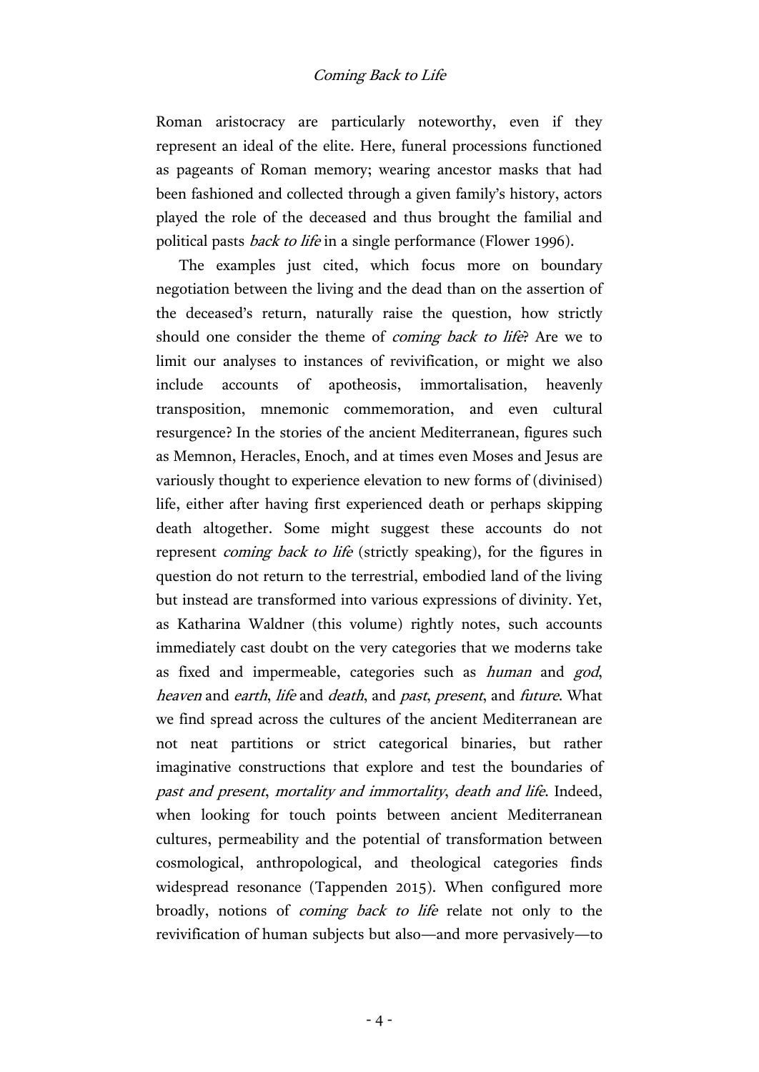Roman aristocracy are particularly noteworthy, even if they represent an ideal of the elite. Here, funeral processions functioned as pageants of Roman memory; wearing ancestor masks that had been fashioned and collected through a given family's history, actors played the role of the deceased and thus brought the familial and political pasts *back to life* in a single performance (Flower 1996).

The examples just cited, which focus more on boundary negotiation between the living and the dead than on the assertion of the deceased's return, naturally raise the question, how strictly should one consider the theme of *coming back to life*? Are we to limit our analyses to instances of revivification, or might we also include accounts of apotheosis, immortalisation, heavenly transposition, mnemonic commemoration, and even cultural resurgence? In the stories of the ancient Mediterranean, figures such as Memnon, Heracles, Enoch, and at times even Moses and Jesus are variously thought to experience elevation to new forms of (divinised) life, either after having first experienced death or perhaps skipping death altogether. Some might suggest these accounts do not represent *coming back to life* (strictly speaking), for the figures in question do not return to the terrestrial, embodied land of the living but instead are transformed into various expressions of divinity. Yet, as Katharina Waldner (this volume) rightly notes, such accounts immediately cast doubt on the very categories that we moderns take as fixed and impermeable, categories such as *human* and *god*, *heaven* and *earth*, *life* and *death*, and *past*, *present*, and *future*. What we find spread across the cultures of the ancient Mediterranean are not neat partitions or strict categorical binaries, but rather imaginative constructions that explore and test the boundaries of *past and present*, *mortality and immortality*, *death and life*. Indeed, when looking for touch points between ancient Mediterranean cultures, permeability and the potential of transformation between cosmological, anthropological, and theological categories finds widespread resonance (Tappenden 2015). When configured more broadly, notions of *coming back to life* relate not only to the revivification of human subjects but also—and more pervasively—to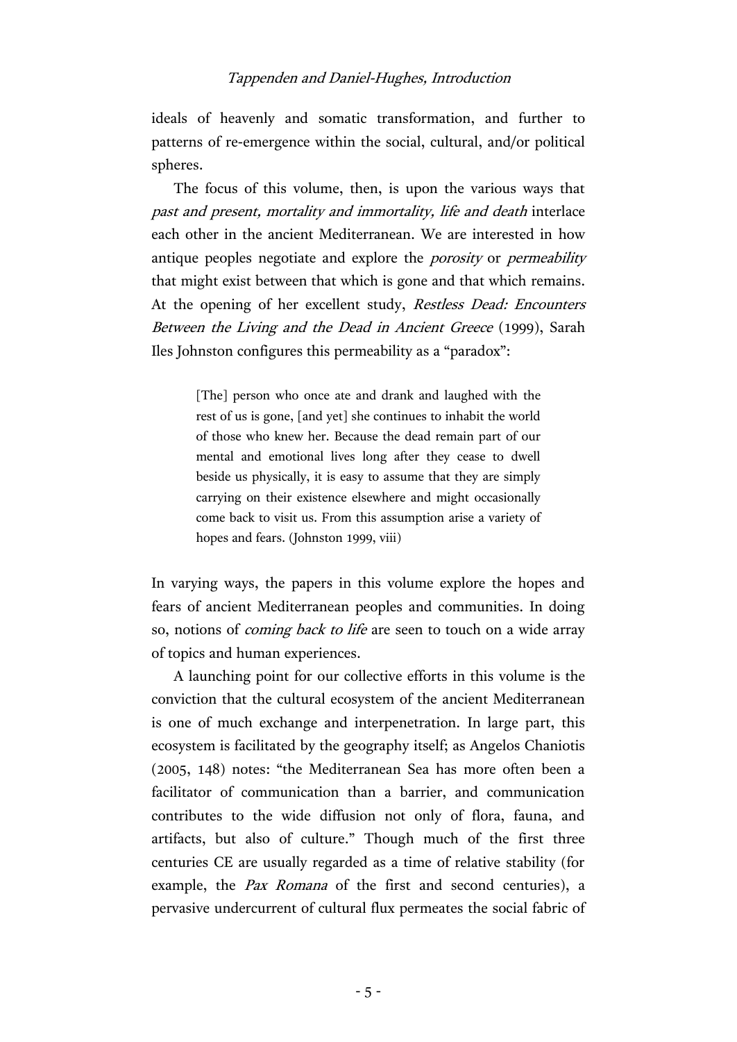ideals of heavenly and somatic transformation, and further to patterns of re-emergence within the social, cultural, and/or political spheres.

The focus of this volume, then, is upon the various ways that *past and present, mortality and immortality, life and death* interlace each other in the ancient Mediterranean. We are interested in how antique peoples negotiate and explore the *porosity* or *permeability* that might exist between that which is gone and that which remains. At the opening of her excellent study, *Restless Dead: Encounters Between the Living and the Dead in Ancient Greece* (1999), Sarah Iles Johnston configures this permeability as a "paradox":

> [The] person who once ate and drank and laughed with the rest of us is gone, [and yet] she continues to inhabit the world of those who knew her. Because the dead remain part of our mental and emotional lives long after they cease to dwell beside us physically, it is easy to assume that they are simply carrying on their existence elsewhere and might occasionally come back to visit us. From this assumption arise a variety of hopes and fears. (Johnston 1999, viii)

In varying ways, the papers in this volume explore the hopes and fears of ancient Mediterranean peoples and communities. In doing so, notions of *coming back to life* are seen to touch on a wide array of topics and human experiences.

A launching point for our collective efforts in this volume is the conviction that the cultural ecosystem of the ancient Mediterranean is one of much exchange and interpenetration. In large part, this ecosystem is facilitated by the geography itself; as Angelos Chaniotis (2005, 148) notes: "the Mediterranean Sea has more often been a facilitator of communication than a barrier, and communication contributes to the wide diffusion not only of flora, fauna, and artifacts, but also of culture." Though much of the first three centuries CE are usually regarded as a time of relative stability (for example, the *Pax Romana* of the first and second centuries), a pervasive undercurrent of cultural flux permeates the social fabric of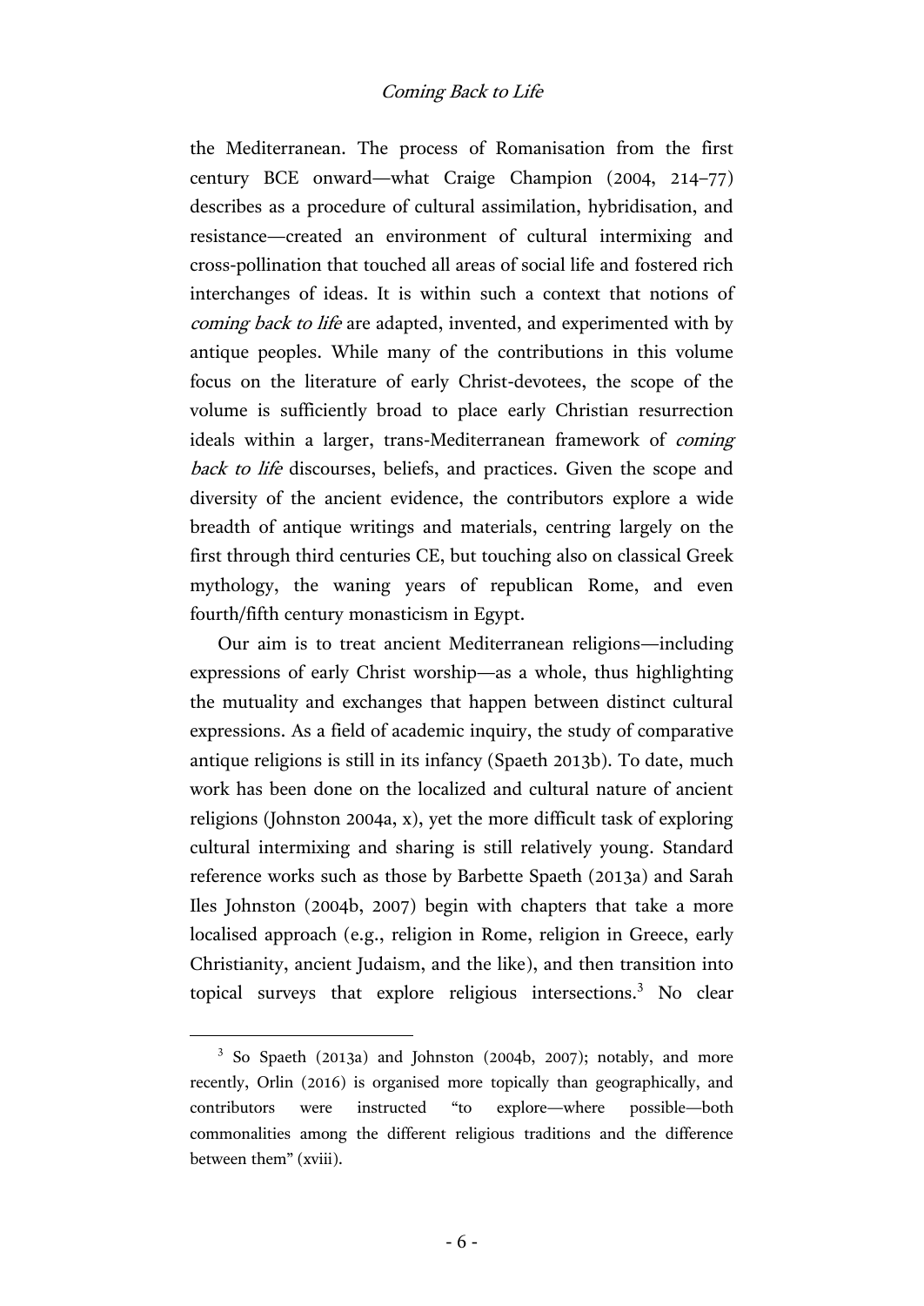the Mediterranean. The process of Romanisation from the first century BCE onward—what Craige Champion (2004, 214–77) describes as a procedure of cultural assimilation, hybridisation, and resistance—created an environment of cultural intermixing and cross-pollination that touched all areas of social life and fostered rich interchanges of ideas. It is within such a context that notions of *coming back to life* are adapted, invented, and experimented with by antique peoples. While many of the contributions in this volume focus on the literature of early Christ-devotees, the scope of the volume is sufficiently broad to place early Christian resurrection ideals within a larger, trans-Mediterranean framework of *coming back to life* discourses, beliefs, and practices. Given the scope and diversity of the ancient evidence, the contributors explore a wide breadth of antique writings and materials, centring largely on the first through third centuries CE, but touching also on classical Greek mythology, the waning years of republican Rome, and even fourth/fifth century monasticism in Egypt.

Our aim is to treat ancient Mediterranean religions—including expressions of early Christ worship—as a whole, thus highlighting the mutuality and exchanges that happen between distinct cultural expressions. As a field of academic inquiry, the study of comparative antique religions is still in its infancy (Spaeth 2013b). To date, much work has been done on the localized and cultural nature of ancient religions (Johnston 2004a, x), yet the more difficult task of exploring cultural intermixing and sharing is still relatively young. Standard reference works such as those by Barbette Spaeth (2013a) and Sarah Iles Johnston (2004b, 2007) begin with chapters that take a more localised approach (e.g., religion in Rome, religion in Greece, early Christianity, ancient Judaism, and the like), and then transition into topical surveys that explore religious intersections.[3] No clear

[3] So Spaeth (2013a) and Johnston (2004b, 2007); notably, and more recently, Orlin (2016) is organised more topically than geographically, and contributors were instructed "to explore—where possible—both commonalities among the different religious traditions and the difference between them" (xviii).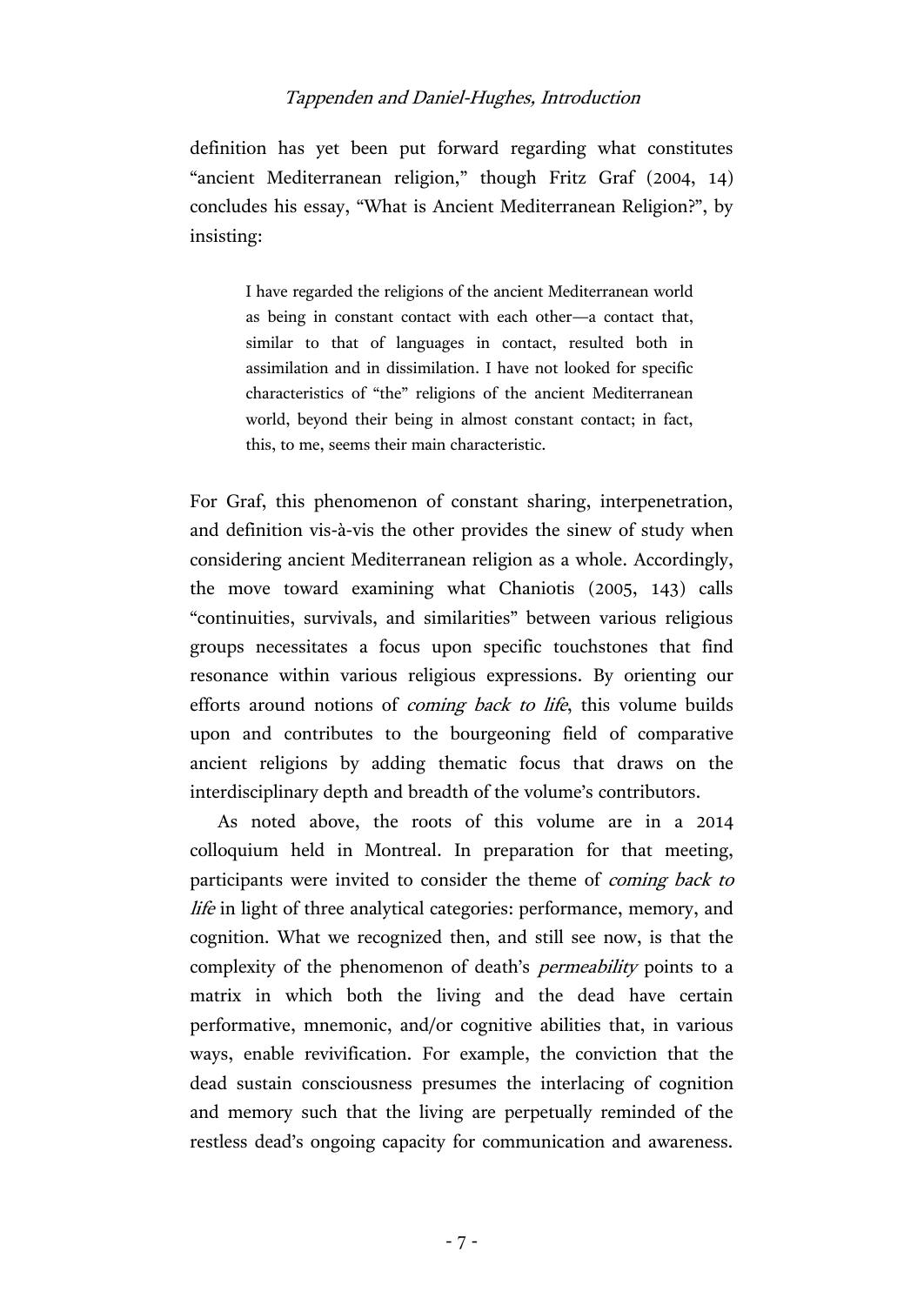definition has yet been put forward regarding what constitutes "ancient Mediterranean religion," though Fritz Graf (2004, 14) concludes his essay, "What is Ancient Mediterranean Religion?", by insisting:

> I have regarded the religions of the ancient Mediterranean world as being in constant contact with each other—a contact that, similar to that of languages in contact, resulted both in assimilation and in dissimilation. I have not looked for specific characteristics of "the" religions of the ancient Mediterranean world, beyond their being in almost constant contact; in fact, this, to me, seems their main characteristic.

For Graf, this phenomenon of constant sharing, interpenetration, and definition vis-à-vis the other provides the sinew of study when considering ancient Mediterranean religion as a whole. Accordingly, the move toward examining what Chaniotis (2005, 143) calls "continuities, survivals, and similarities" between various religious groups necessitates a focus upon specific touchstones that find resonance within various religious expressions. By orienting our efforts around notions of *coming back to life*, this volume builds upon and contributes to the bourgeoning field of comparative ancient religions by adding thematic focus that draws on the interdisciplinary depth and breadth of the volume's contributors.

As noted above, the roots of this volume are in a 2014 colloquium held in Montreal. In preparation for that meeting, participants were invited to consider the theme of *coming back to life* in light of three analytical categories: performance, memory, and cognition. What we recognized then, and still see now, is that the complexity of the phenomenon of death's *permeability* points to a matrix in which both the living and the dead have certain performative, mnemonic, and/or cognitive abilities that, in various ways, enable revivification. For example, the conviction that the dead sustain consciousness presumes the interlacing of cognition and memory such that the living are perpetually reminded of the restless dead's ongoing capacity for communication and awareness.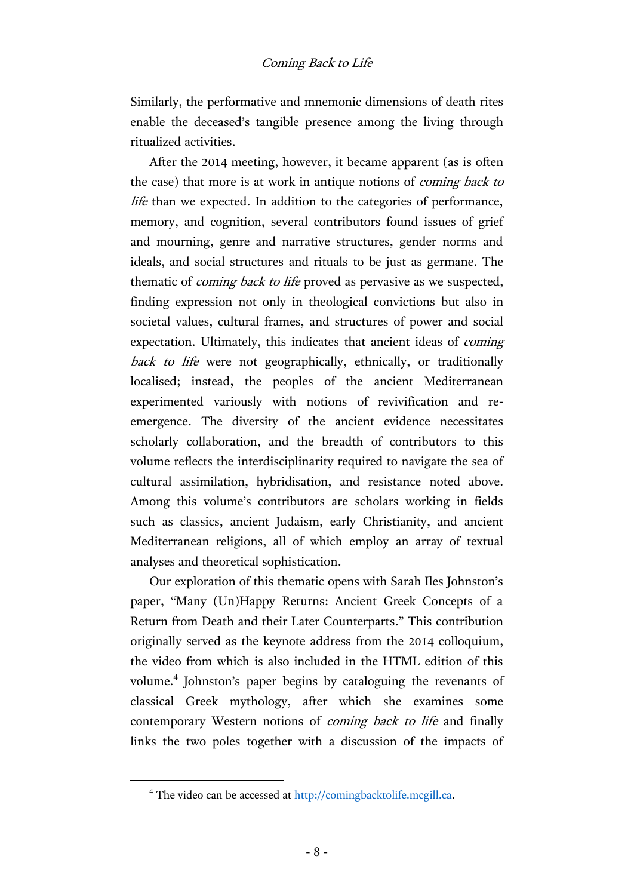Similarly, the performative and mnemonic dimensions of death rites enable the deceased's tangible presence among the living through ritualized activities.

After the 2014 meeting, however, it became apparent (as is often the case) that more is at work in antique notions of *coming back to life* than we expected. In addition to the categories of performance, memory, and cognition, several contributors found issues of grief and mourning, genre and narrative structures, gender norms and ideals, and social structures and rituals to be just as germane. The thematic of *coming back to life* proved as pervasive as we suspected, finding expression not only in theological convictions but also in societal values, cultural frames, and structures of power and social expectation. Ultimately, this indicates that ancient ideas of *coming back to life* were not geographically, ethnically, or traditionally localised; instead, the peoples of the ancient Mediterranean experimented variously with notions of revivification and re-emergence. The diversity of the ancient evidence necessitates scholarly collaboration, and the breadth of contributors to this volume reflects the interdisciplinarity required to navigate the sea of cultural assimilation, hybridisation, and resistance noted above. Among this volume's contributors are scholars working in fields such as classics, ancient Judaism, early Christianity, and ancient Mediterranean religions, all of which employ an array of textual analyses and theoretical sophistication.

Our exploration of this thematic opens with Sarah Iles Johnston's paper, "Many (Un)Happy Returns: Ancient Greek Concepts of a Return from Death and their Later Counterparts." This contribution originally served as the keynote address from the 2014 colloquium, the video from which is also included in the HTML edition of this volume.[4] Johnston's paper begins by cataloguing the revenants of classical Greek mythology, after which she examines some contemporary Western notions of *coming back to life* and finally links the two poles together with a discussion of the impacts of

[4] The video can be accessed at http://comingbacktolife.mcgill.ca.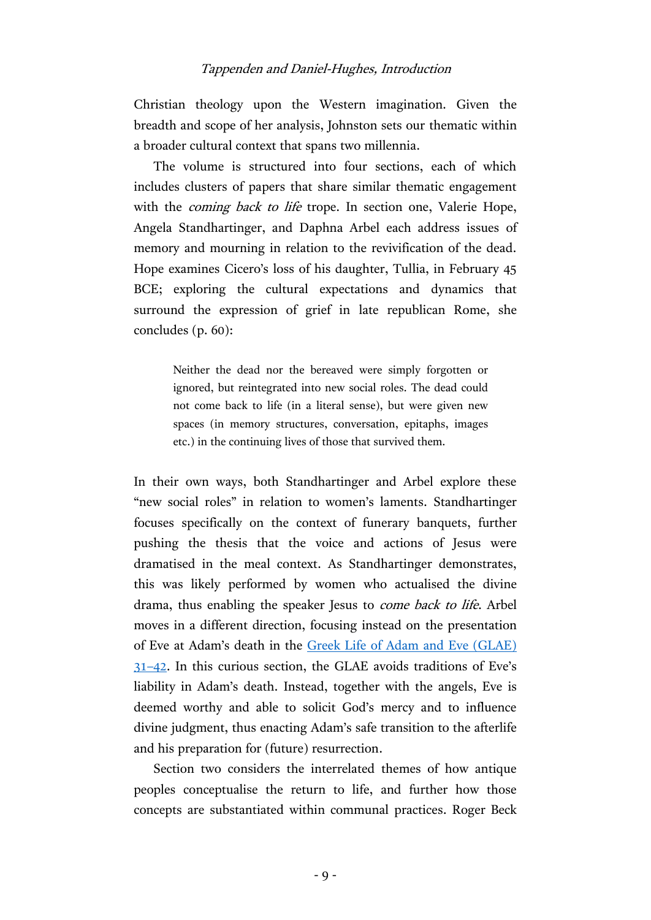Christian theology upon the Western imagination. Given the breadth and scope of her analysis, Johnston sets our thematic within a broader cultural context that spans two millennia.

The volume is structured into four sections, each of which includes clusters of papers that share similar thematic engagement with the *coming back to life* trope. In section one, Valerie Hope, Angela Standhartinger, and Daphna Arbel each address issues of memory and mourning in relation to the revivification of the dead. Hope examines Cicero's loss of his daughter, Tullia, in February 45 BCE; exploring the cultural expectations and dynamics that surround the expression of grief in late republican Rome, she concludes (p. 60):

> Neither the dead nor the bereaved were simply forgotten or ignored, but reintegrated into new social roles. The dead could not come back to life (in a literal sense), but were given new spaces (in memory structures, conversation, epitaphs, images etc.) in the continuing lives of those that survived them.

In their own ways, both Standhartinger and Arbel explore these "new social roles" in relation to women's laments. Standhartinger focuses specifically on the context of funerary banquets, further pushing the thesis that the voice and actions of Jesus were dramatised in the meal context. As Standhartinger demonstrates, this was likely performed by women who actualised the divine drama, thus enabling the speaker Jesus to *come back to life*. Arbel moves in a different direction, focusing instead on the presentation of Eve at Adam's death in the Greek Life of Adam and Eve (GLAE) 31–42. In this curious section, the GLAE avoids traditions of Eve's liability in Adam's death. Instead, together with the angels, Eve is deemed worthy and able to solicit God's mercy and to influence divine judgment, thus enacting Adam's safe transition to the afterlife and his preparation for (future) resurrection.

Section two considers the interrelated themes of how antique peoples conceptualise the return to life, and further how those concepts are substantiated within communal practices. Roger Beck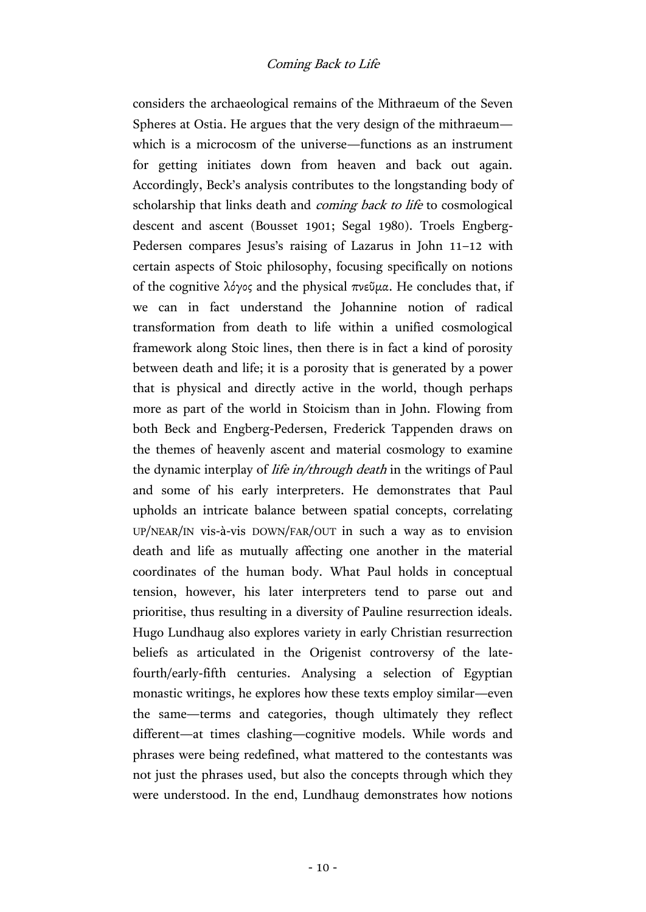considers the archaeological remains of the Mithraeum of the Seven Spheres at Ostia. He argues that the very design of the mithraeum—which is a microcosm of the universe—functions as an instrument for getting initiates down from heaven and back out again. Accordingly, Beck's analysis contributes to the longstanding body of scholarship that links death and *coming back to life* to cosmological descent and ascent (Bousset 1901; Segal 1980). Troels Engberg-Pedersen compares Jesus's raising of Lazarus in John 11–12 with certain aspects of Stoic philosophy, focusing specifically on notions of the cognitive λόγος and the physical πνεῦμα. He concludes that, if we can in fact understand the Johannine notion of radical transformation from death to life within a unified cosmological framework along Stoic lines, then there is in fact a kind of porosity between death and life; it is a porosity that is generated by a power that is physical and directly active in the world, though perhaps more as part of the world in Stoicism than in John. Flowing from both Beck and Engberg-Pedersen, Frederick Tappenden draws on the themes of heavenly ascent and material cosmology to examine the dynamic interplay of *life in/through death* in the writings of Paul and some of his early interpreters. He demonstrates that Paul upholds an intricate balance between spatial concepts, correlating UP/NEAR/IN vis-à-vis DOWN/FAR/OUT in such a way as to envision death and life as mutually affecting one another in the material coordinates of the human body. What Paul holds in conceptual tension, however, his later interpreters tend to parse out and prioritise, thus resulting in a diversity of Pauline resurrection ideals. Hugo Lundhaug also explores variety in early Christian resurrection beliefs as articulated in the Origenist controversy of the late-fourth/early-fifth centuries. Analysing a selection of Egyptian monastic writings, he explores how these texts employ similar—even the same—terms and categories, though ultimately they reflect different—at times clashing—cognitive models. While words and phrases were being redefined, what mattered to the contestants was not just the phrases used, but also the concepts through which they were understood. In the end, Lundhaug demonstrates how notions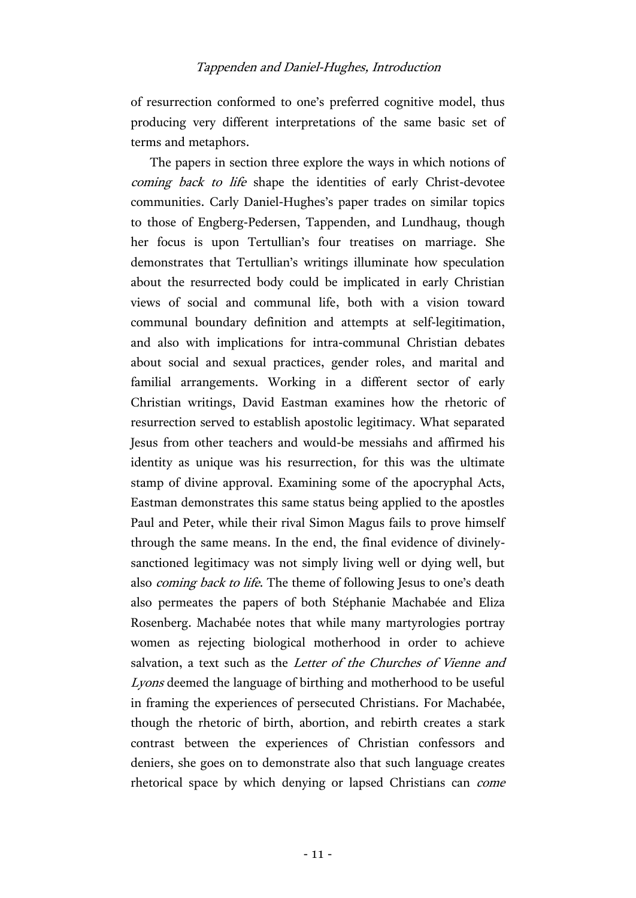of resurrection conformed to one's preferred cognitive model, thus producing very different interpretations of the same basic set of terms and metaphors.

The papers in section three explore the ways in which notions of *coming back to life* shape the identities of early Christ-devotee communities. Carly Daniel-Hughes's paper trades on similar topics to those of Engberg-Pedersen, Tappenden, and Lundhaug, though her focus is upon Tertullian's four treatises on marriage. She demonstrates that Tertullian's writings illuminate how speculation about the resurrected body could be implicated in early Christian views of social and communal life, both with a vision toward communal boundary definition and attempts at self-legitimation, and also with implications for intra-communal Christian debates about social and sexual practices, gender roles, and marital and familial arrangements. Working in a different sector of early Christian writings, David Eastman examines how the rhetoric of resurrection served to establish apostolic legitimacy. What separated Jesus from other teachers and would-be messiahs and affirmed his identity as unique was his resurrection, for this was the ultimate stamp of divine approval. Examining some of the apocryphal Acts, Eastman demonstrates this same status being applied to the apostles Paul and Peter, while their rival Simon Magus fails to prove himself through the same means. In the end, the final evidence of divinely-sanctioned legitimacy was not simply living well or dying well, but also *coming back to life*. The theme of following Jesus to one's death also permeates the papers of both Stéphanie Machabée and Eliza Rosenberg. Machabée notes that while many martyrologies portray women as rejecting biological motherhood in order to achieve salvation, a text such as the *Letter of the Churches of Vienne and Lyons* deemed the language of birthing and motherhood to be useful in framing the experiences of persecuted Christians. For Machabée, though the rhetoric of birth, abortion, and rebirth creates a stark contrast between the experiences of Christian confessors and deniers, she goes on to demonstrate also that such language creates rhetorical space by which denying or lapsed Christians can *come*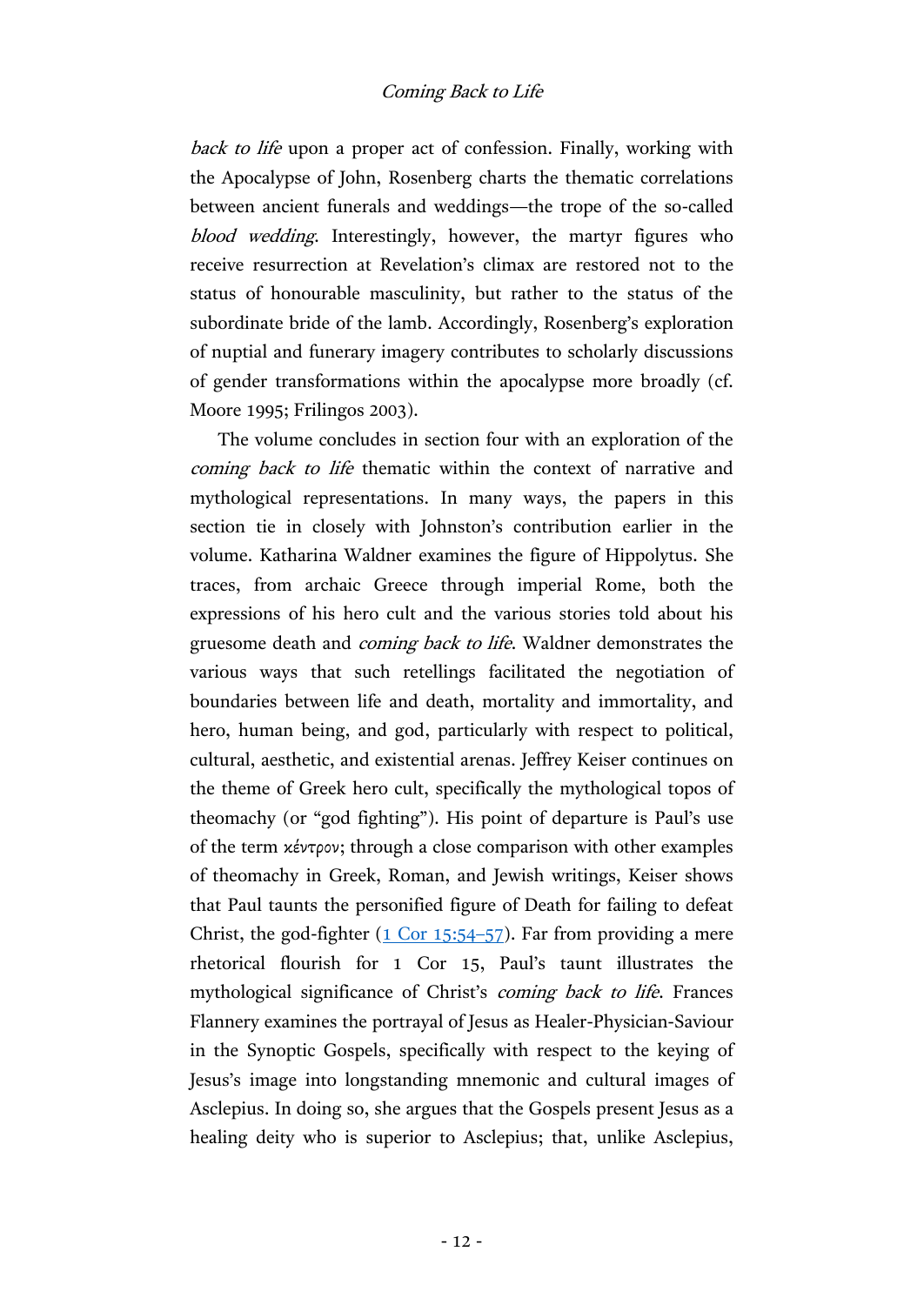*back to life* upon a proper act of confession. Finally, working with the Apocalypse of John, Rosenberg charts the thematic correlations between ancient funerals and weddings—the trope of the so-called *blood wedding*. Interestingly, however, the martyr figures who receive resurrection at Revelation's climax are restored not to the status of honourable masculinity, but rather to the status of the subordinate bride of the lamb. Accordingly, Rosenberg's exploration of nuptial and funerary imagery contributes to scholarly discussions of gender transformations within the apocalypse more broadly (cf. Moore 1995; Frilingos 2003).

The volume concludes in section four with an exploration of the *coming back to life* thematic within the context of narrative and mythological representations. In many ways, the papers in this section tie in closely with Johnston's contribution earlier in the volume. Katharina Waldner examines the figure of Hippolytus. She traces, from archaic Greece through imperial Rome, both the expressions of his hero cult and the various stories told about his gruesome death and *coming back to life*. Waldner demonstrates the various ways that such retellings facilitated the negotiation of boundaries between life and death, mortality and immortality, and hero, human being, and god, particularly with respect to political, cultural, aesthetic, and existential arenas. Jeffrey Keiser continues on the theme of Greek hero cult, specifically the mythological topos of theomachy (or "god fighting"). His point of departure is Paul's use of the term κέντρον; through a close comparison with other examples of theomachy in Greek, Roman, and Jewish writings, Keiser shows that Paul taunts the personified figure of Death for failing to defeat Christ, the god-fighter (1 Cor 15:54–57). Far from providing a mere rhetorical flourish for 1 Cor 15, Paul's taunt illustrates the mythological significance of Christ's *coming back to life*. Frances Flannery examines the portrayal of Jesus as Healer-Physician-Saviour in the Synoptic Gospels, specifically with respect to the keying of Jesus's image into longstanding mnemonic and cultural images of Asclepius. In doing so, she argues that the Gospels present Jesus as a healing deity who is superior to Asclepius; that, unlike Asclepius,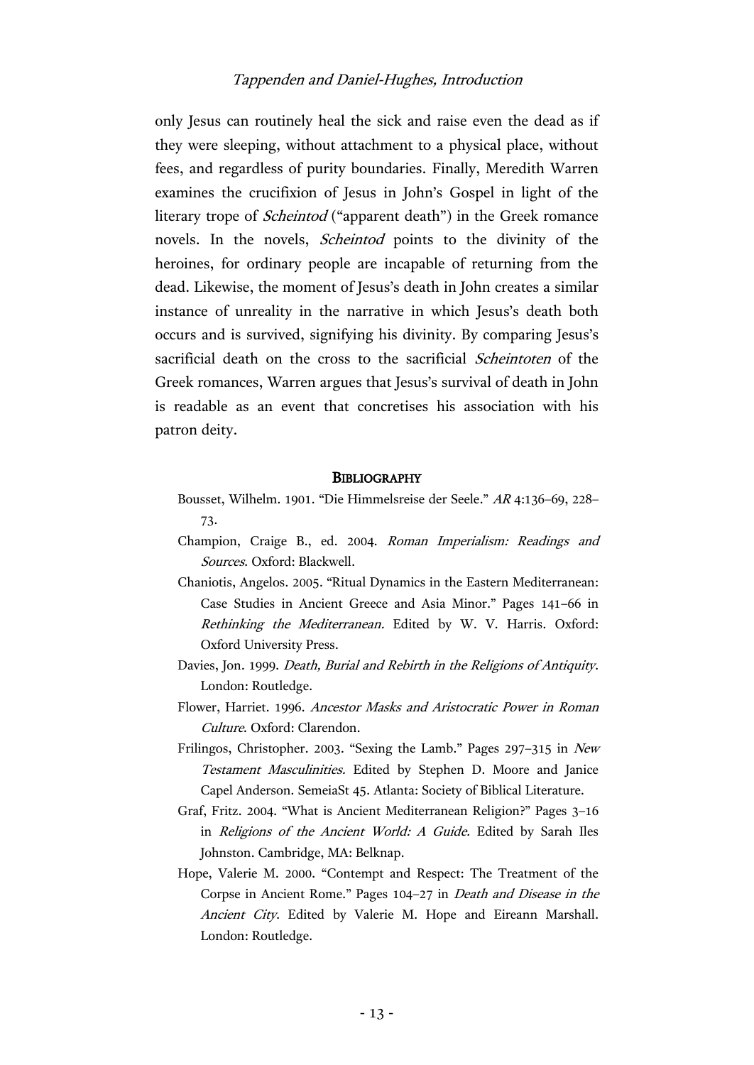only Jesus can routinely heal the sick and raise even the dead as if they were sleeping, without attachment to a physical place, without fees, and regardless of purity boundaries. Finally, Meredith Warren examines the crucifixion of Jesus in John's Gospel in light of the literary trope of *Scheintod* ("apparent death") in the Greek romance novels. In the novels, *Scheintod* points to the divinity of the heroines, for ordinary people are incapable of returning from the dead. Likewise, the moment of Jesus's death in John creates a similar instance of unreality in the narrative in which Jesus's death both occurs and is survived, signifying his divinity. By comparing Jesus's sacrificial death on the cross to the sacrificial *Scheintoten* of the Greek romances, Warren argues that Jesus's survival of death in John is readable as an event that concretises his association with his patron deity.

## BIBLIOGRAPHY

Bousset, Wilhelm. 1901. "Die Himmelsreise der Seele." *AR* 4:136–69, 228–73.

Champion, Craige B., ed. 2004. *Roman Imperialism: Readings and Sources*. Oxford: Blackwell.

Chaniotis, Angelos. 2005. "Ritual Dynamics in the Eastern Mediterranean: Case Studies in Ancient Greece and Asia Minor." Pages 141–66 in *Rethinking the Mediterranean.* Edited by W. V. Harris. Oxford: Oxford University Press.

Davies, Jon. 1999. *Death, Burial and Rebirth in the Religions of Antiquity*. London: Routledge.

Flower, Harriet. 1996. *Ancestor Masks and Aristocratic Power in Roman Culture*. Oxford: Clarendon.

Frilingos, Christopher. 2003. "Sexing the Lamb." Pages 297–315 in *New Testament Masculinities.* Edited by Stephen D. Moore and Janice Capel Anderson. SemeiaSt 45. Atlanta: Society of Biblical Literature.

Graf, Fritz. 2004. "What is Ancient Mediterranean Religion?" Pages 3–16 in *Religions of the Ancient World: A Guide.* Edited by Sarah Iles Johnston. Cambridge, MA: Belknap.

Hope, Valerie M. 2000. "Contempt and Respect: The Treatment of the Corpse in Ancient Rome." Pages 104–27 in *Death and Disease in the Ancient City*. Edited by Valerie M. Hope and Eireann Marshall. London: Routledge.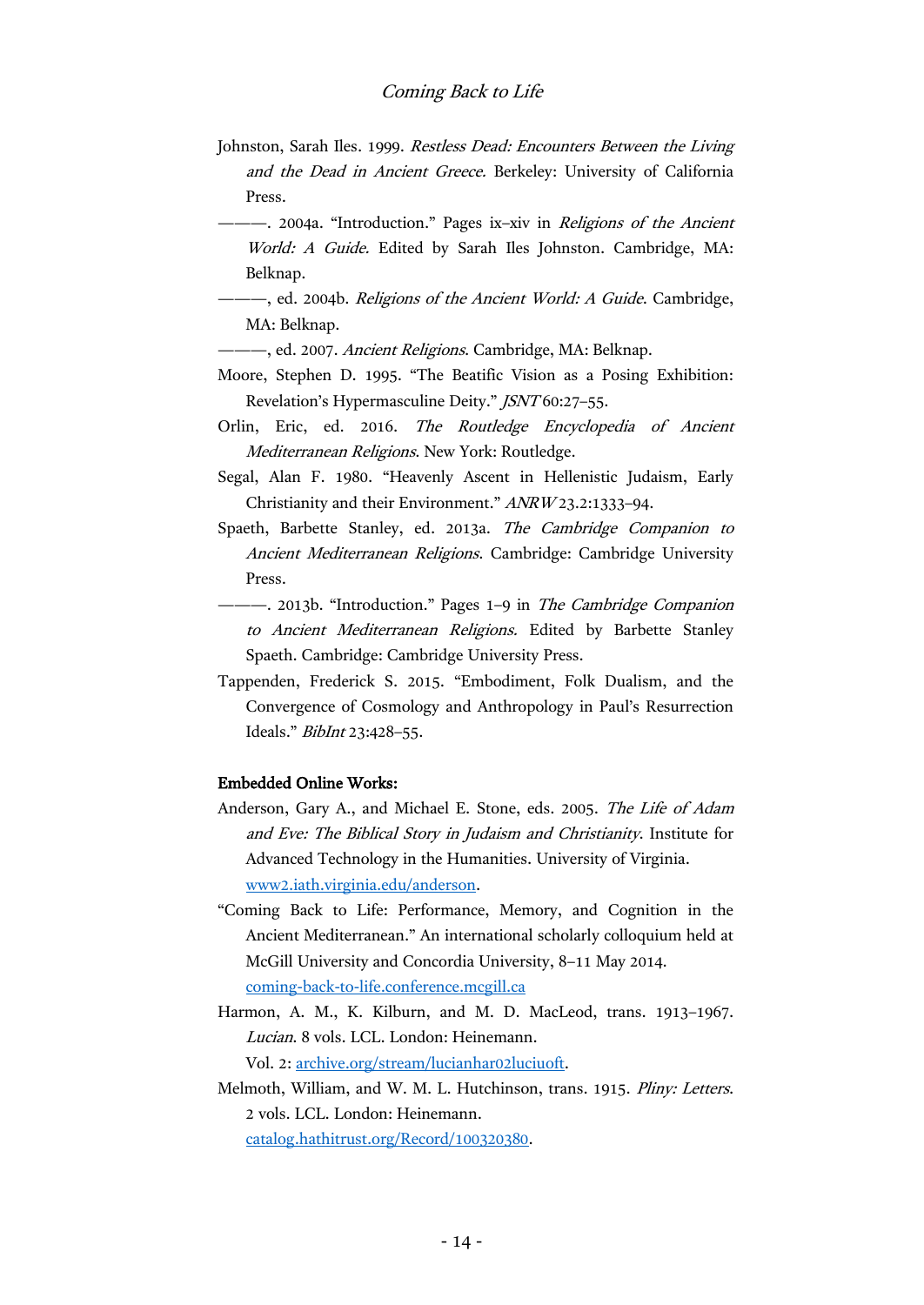Johnston, Sarah Iles. 1999. *Restless Dead: Encounters Between the Living and the Dead in Ancient Greece.* Berkeley: University of California Press.

———. 2004a. "Introduction." Pages ix–xiv in *Religions of the Ancient World: A Guide.* Edited by Sarah Iles Johnston. Cambridge, MA: Belknap.

———, ed. 2004b. *Religions of the Ancient World: A Guide*. Cambridge, MA: Belknap.

———, ed. 2007. *Ancient Religions*. Cambridge, MA: Belknap.

Moore, Stephen D. 1995. "The Beatific Vision as a Posing Exhibition: Revelation's Hypermasculine Deity." *JSNT* 60:27–55.

Orlin, Eric, ed. 2016. *The Routledge Encyclopedia of Ancient Mediterranean Religions*. New York: Routledge.

Segal, Alan F. 1980. "Heavenly Ascent in Hellenistic Judaism, Early Christianity and their Environment." *ANRW* 23.2:1333–94.

Spaeth, Barbette Stanley, ed. 2013a. *The Cambridge Companion to Ancient Mediterranean Religions*. Cambridge: Cambridge University Press.

———. 2013b. "Introduction." Pages 1–9 in *The Cambridge Companion to Ancient Mediterranean Religions.* Edited by Barbette Stanley Spaeth. Cambridge: Cambridge University Press.

Tappenden, Frederick S. 2015. "Embodiment, Folk Dualism, and the Convergence of Cosmology and Anthropology in Paul's Resurrection Ideals." *BibInt* 23:428–55.

**Embedded Online Works:**

Anderson, Gary A., and Michael E. Stone, eds. 2005. *The Life of Adam and Eve: The Biblical Story in Judaism and Christianity*. Institute for Advanced Technology in the Humanities. University of Virginia. [www2.iath.virginia.edu/anderson](www2.iath.virginia.edu/anderson).

"Coming Back to Life: Performance, Memory, and Cognition in the Ancient Mediterranean." An international scholarly colloquium held at McGill University and Concordia University, 8–11 May 2014. [coming-back-to-life.conference.mcgill.ca](coming-back-to-life.conference.mcgill.ca)

Harmon, A. M., K. Kilburn, and M. D. MacLeod, trans. 1913–1967. *Lucian*. 8 vols. LCL. London: Heinemann.
Vol. 2: [archive.org/stream/lucianhar02luciuoft](archive.org/stream/lucianhar02luciuoft).

Melmoth, William, and W. M. L. Hutchinson, trans. 1915. *Pliny: Letters*. 2 vols. LCL. London: Heinemann.
[catalog.hathitrust.org/Record/100320380](catalog.hathitrust.org/Record/100320380).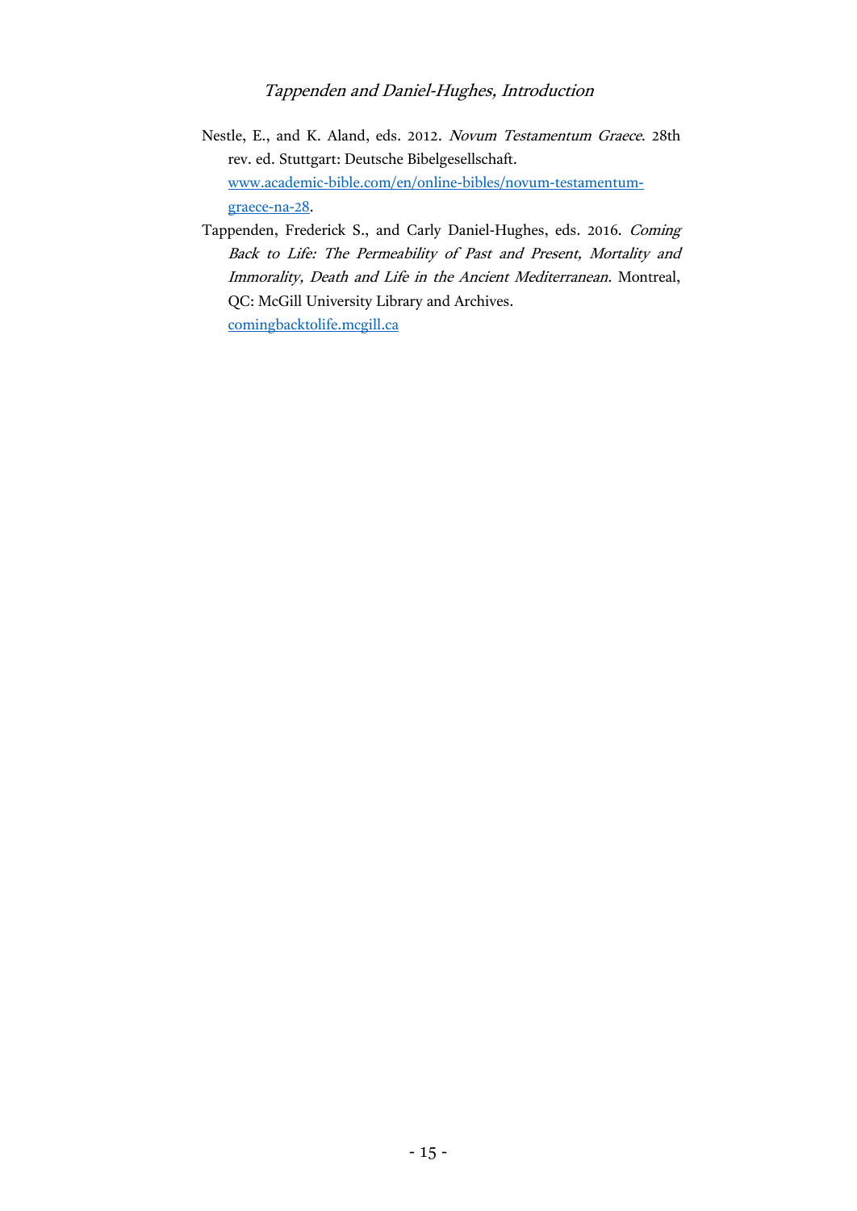Nestle, E., and K. Aland, eds. 2012. *Novum Testamentum Graece*. 28th rev. ed. Stuttgart: Deutsche Bibelgesellschaft. www.academic-bible.com/en/online-bibles/novum-testamentum-graece-na-28.

Tappenden, Frederick S., and Carly Daniel-Hughes, eds. 2016. *Coming Back to Life: The Permeability of Past and Present, Mortality and Immorality, Death and Life in the Ancient Mediterranean*. Montreal, QC: McGill University Library and Archives. comingbacktolife.mcgill.ca